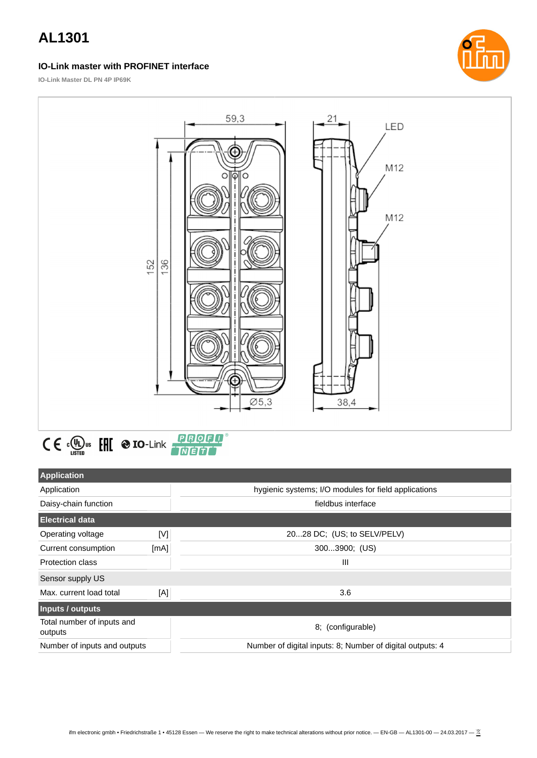# AL1301

### IO-Link master with PROFINET interface

IO-Link Master DL PN 4P IP69K

| Application | | |
|---|---|---|
| Application | | hygienic systems; I/O modules for field applications |
| Daisy-chain function | | fieldbus interface |
| **Electrical data** | | |
| Operating voltage | [V] | 20...28 DC; (US; to SELV/PELV) |
| Current consumption | [mA] | 300...3900; (US) |
| Protection class | | III |
| Sensor supply US | | |
| Max. current load total | [A] | 3.6 |
| **Inputs / outputs** | | |
| Total number of inputs and outputs | | 8; (configurable) |
| Number of inputs and outputs | | Number of digital inputs: 8; Number of digital outputs: 4 |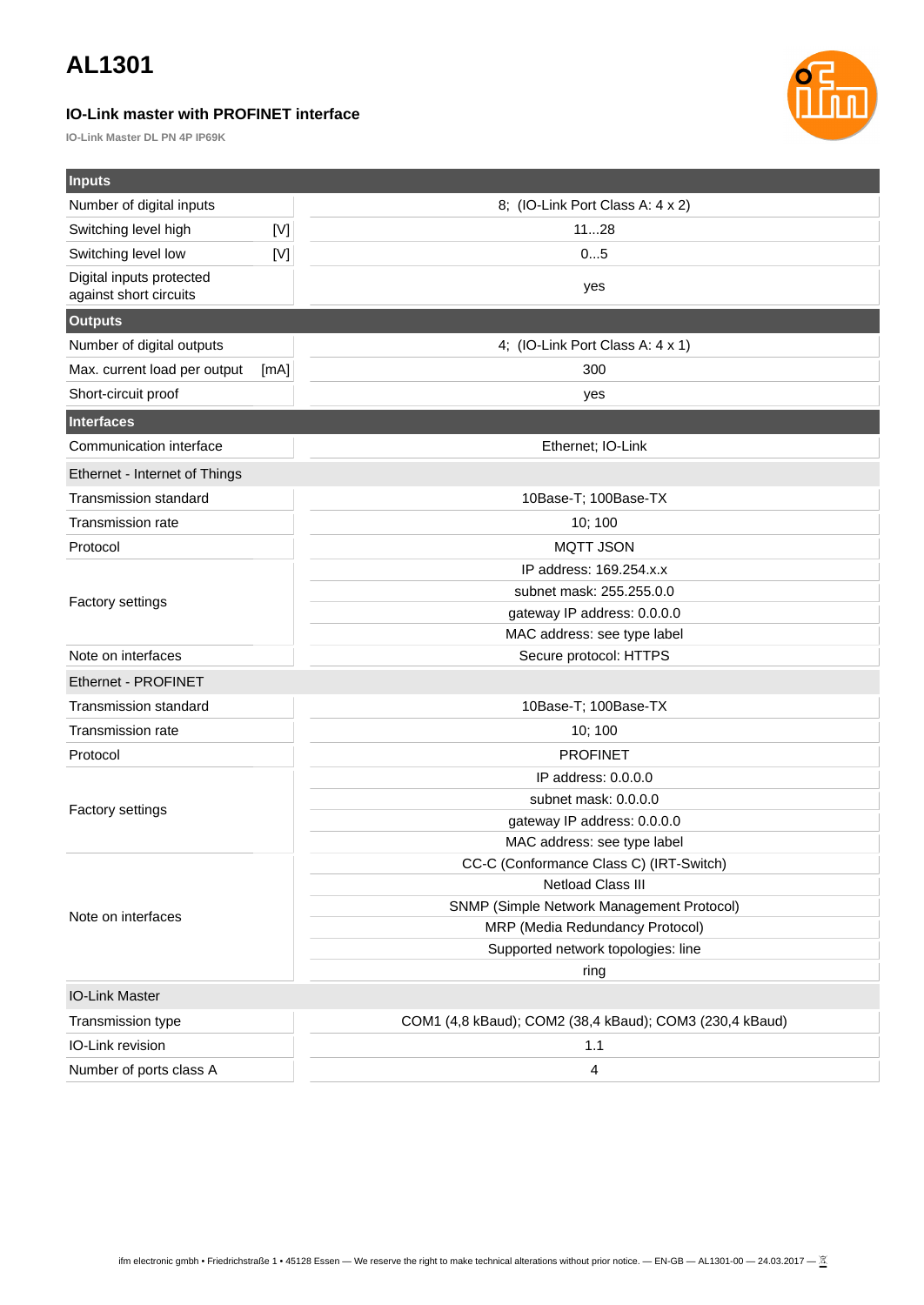# AL1301

### IO-Link master with PROFINET interface

**IO-Link Master DL PN 4P IP69K**

| **Inputs** | | |
|---|---|---|
| Number of digital inputs | | 8; (IO-Link Port Class A: 4 x 2) |
| Switching level high | [V] | 11...28 |
| Switching level low | [V] | 0...5 |
| Digital inputs protected against short circuits | | yes |
| **Outputs** | | |
| Number of digital outputs | | 4; (IO-Link Port Class A: 4 x 1) |
| Max. current load per output | [mA] | 300 |
| Short-circuit proof | | yes |
| **Interfaces** | | |
| Communication interface | | Ethernet; IO-Link |
| Ethernet - Internet of Things | | |
| Transmission standard | | 10Base-T; 100Base-TX |
| Transmission rate | | 10; 100 |
| Protocol | | MQTT JSON |
| Factory settings | | IP address: 169.254.x.x |
| | | subnet mask: 255.255.0.0 |
| | | gateway IP address: 0.0.0.0 |
| | | MAC address: see type label |
| Note on interfaces | | Secure protocol: HTTPS |
| Ethernet - PROFINET | | |
| Transmission standard | | 10Base-T; 100Base-TX |
| Transmission rate | | 10; 100 |
| Protocol | | PROFINET |
| Factory settings | | IP address: 0.0.0.0 |
| | | subnet mask: 0.0.0.0 |
| | | gateway IP address: 0.0.0.0 |
| | | MAC address: see type label |
| Note on interfaces | | CC-C (Conformance Class C) (IRT-Switch) |
| | | Netload Class III |
| | | SNMP (Simple Network Management Protocol) |
| | | MRP (Media Redundancy Protocol) |
| | | Supported network topologies: line |
| | | ring |
| IO-Link Master | | |
| Transmission type | | COM1 (4,8 kBaud); COM2 (38,4 kBaud); COM3 (230,4 kBaud) |
| IO-Link revision | | 1.1 |
| Number of ports class A | | 4 |

ifm electronic gmbh • Friedrichstraße 1 • 45128 Essen — We reserve the right to make technical alterations without prior notice. — EN-GB — AL1301-00 — 24.03.2017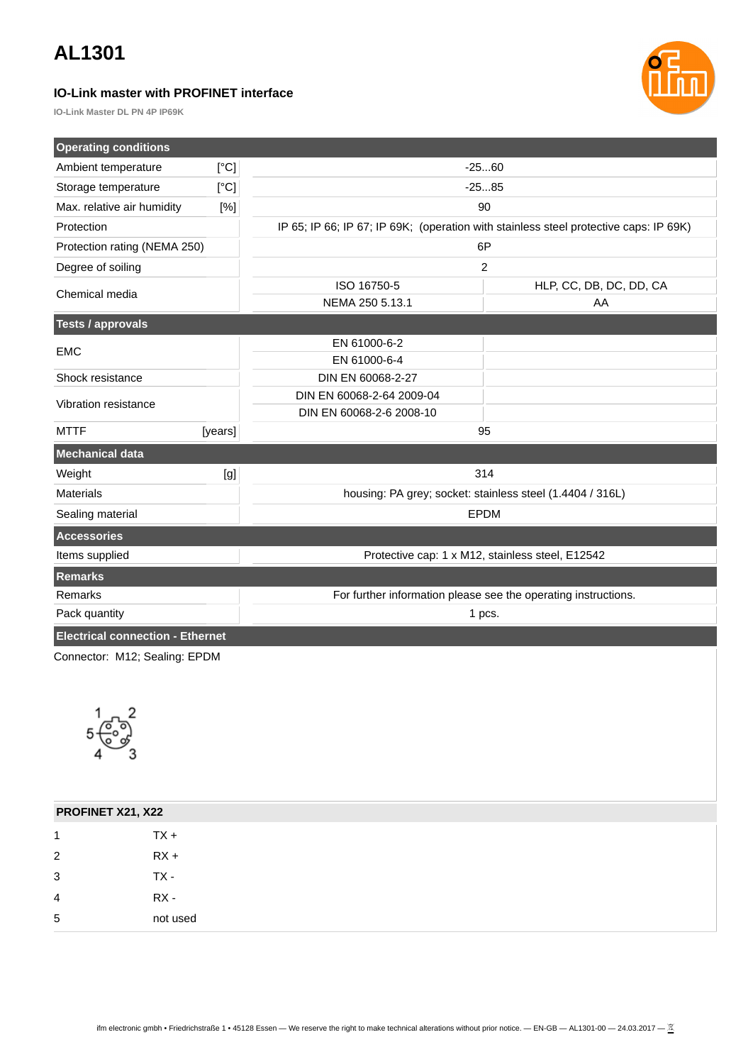# AL1301

### IO-Link master with PROFINET interface

IO-Link Master DL PN 4P IP69K

| Operating conditions | | | |
|---|---|---|---|
| Ambient temperature | [°C] | -25...60 | |
| Storage temperature | [°C] | -25...85 | |
| Max. relative air humidity | [%] | 90 | |
| Protection | | IP 65; IP 66; IP 67; IP 69K; (operation with stainless steel protective caps: IP 69K) | |
| Protection rating (NEMA 250) | | 6P | |
| Degree of soiling | | 2 | |
| Chemical media | | ISO 16750-5 | HLP, CC, DB, DC, DD, CA |
| | | NEMA 250 5.13.1 | AA |

| Tests / approvals | | | |
|---|---|---|---|
| EMC | | EN 61000-6-2 | |
| | | EN 61000-6-4 | |
| Shock resistance | | DIN EN 60068-2-27 | |
| Vibration resistance | | DIN EN 60068-2-64 2009-04 | |
| | | DIN EN 60068-2-6 2008-10 | |
| MTTF | [years] | 95 | |

| Mechanical data | | |
|---|---|---|
| Weight | [g] | 314 |
| Materials | | housing: PA grey; socket: stainless steel (1.4404 / 316L) |
| Sealing material | | EPDM |

| Accessories | |
|---|---|
| Items supplied | Protective cap: 1 x M12, stainless steel, E12542 |

| Remarks | |
|---|---|
| Remarks | For further information please see the operating instructions. |
| Pack quantity | 1 pcs. |

## Electrical connection - Ethernet

Connector: M12; Sealing: EPDM

| PROFINET X21, X22 | |
|---|---|
| 1 | TX + |
| 2 | RX + |
| 3 | TX - |
| 4 | RX - |
| 5 | not used |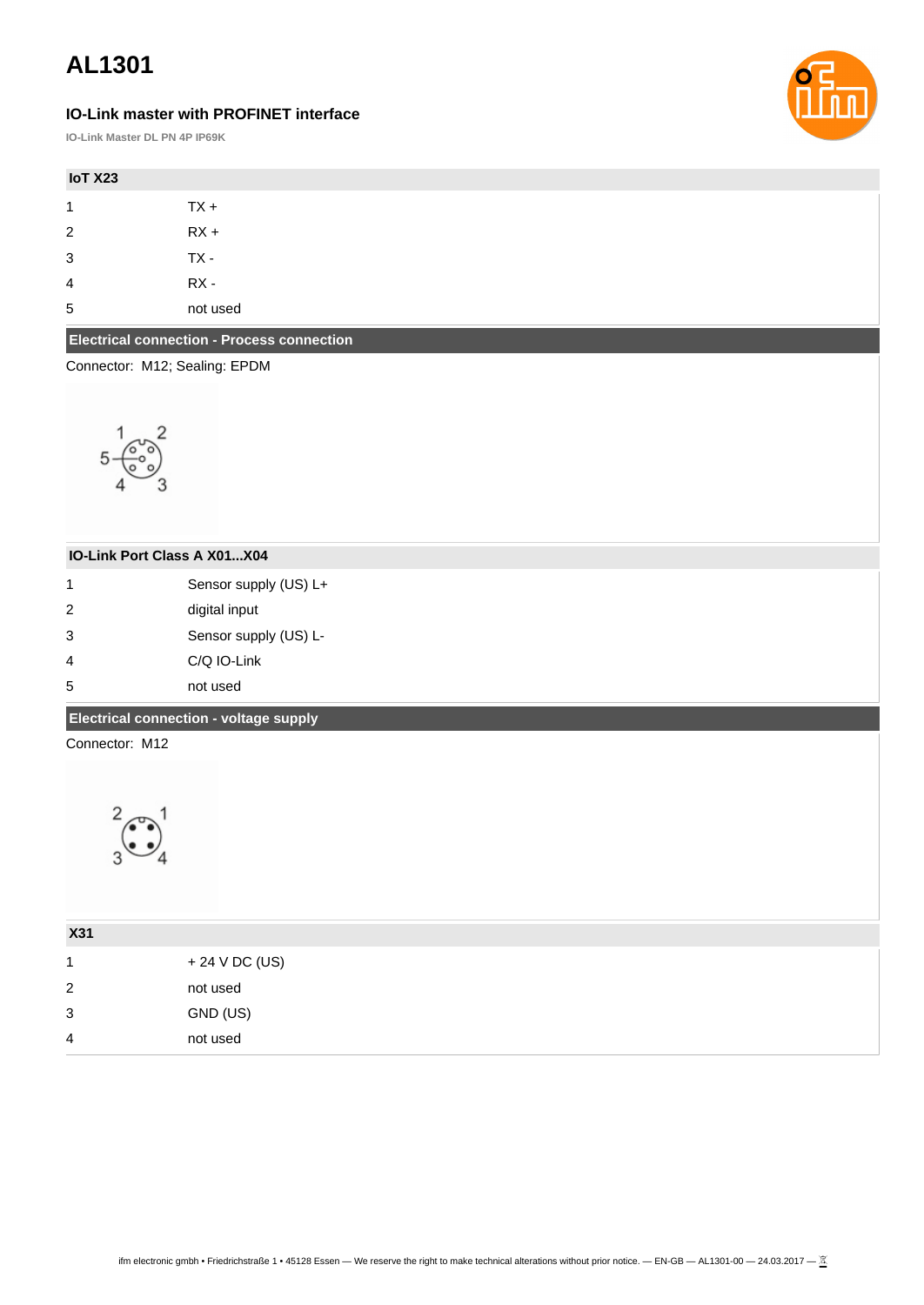# AL1301

### IO-Link master with PROFINET interface

IO-Link Master DL PN 4P IP69K

### IoT X23

| | |
|---|---|
| 1 | TX + |
| 2 | RX + |
| 3 | TX - |
| 4 | RX - |
| 5 | not used |

### Electrical connection - Process connection

Connector: M12; Sealing: EPDM

1 2
5
4 3

### IO-Link Port Class A X01...X04

| | |
|---|---|
| 1 | Sensor supply (US) L+ |
| 2 | digital input |
| 3 | Sensor supply (US) L- |
| 4 | C/Q IO-Link |
| 5 | not used |

### Electrical connection - voltage supply

Connector: M12

2 1
3 4

### X31

| | |
|---|---|
| 1 | + 24 V DC (US) |
| 2 | not used |
| 3 | GND (US) |
| 4 | not used |

ifm electronic gmbh • Friedrichstraße 1 • 45128 Essen — We reserve the right to make technical alterations without prior notice. — EN-GB — AL1301-00 — 24.03.2017